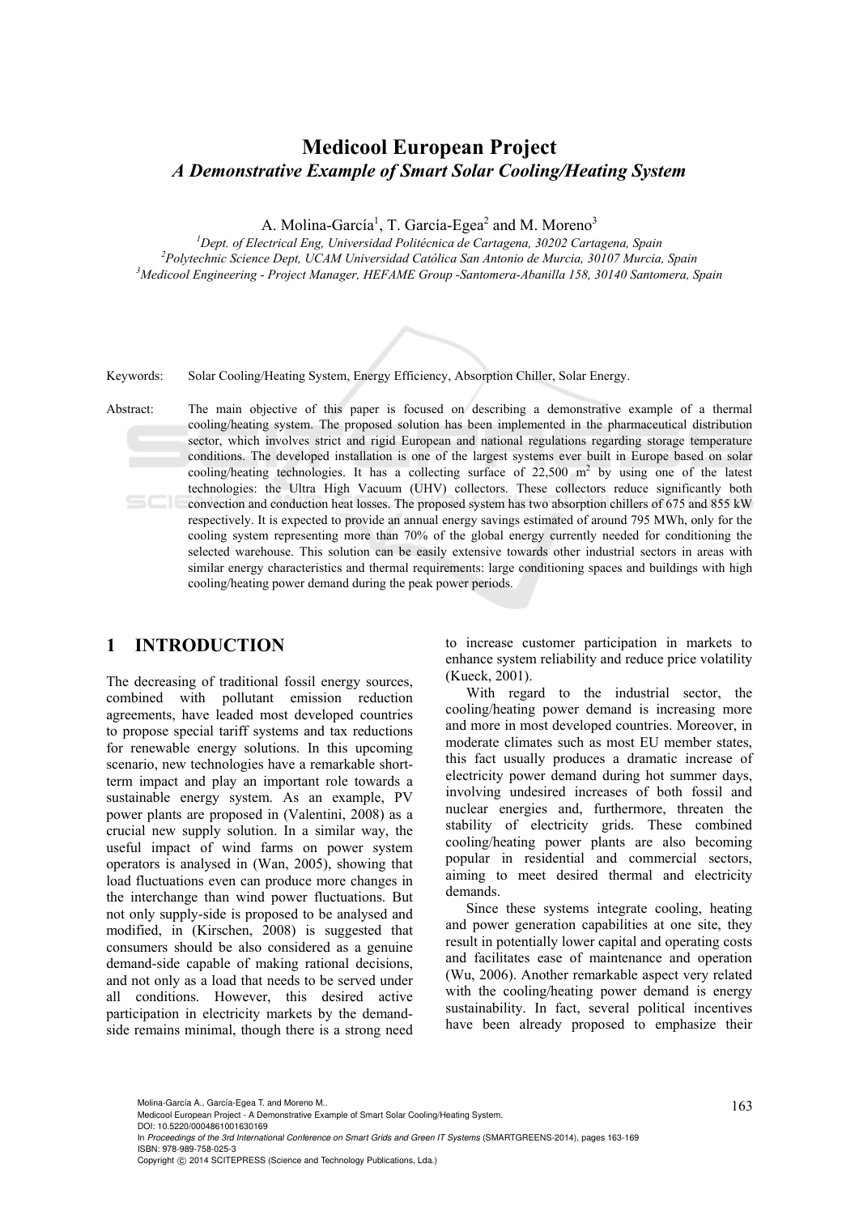# Medicool European Project

## *A Demonstrative Example of Smart Solar Cooling/Heating System*

A. Molina-García[1], T. García-Egea[2] and M. Moreno[3]

[1]*Dept. of Electrical Eng, Universidad Politécnica de Cartagena, 30202 Cartagena, Spain*
[2]*Polytechnic Science Dept, UCAM Universidad Católica San Antonio de Murcia, 30107 Murcia, Spain*
[3]*Medicool Engineering - Project Manager, HEFAME Group -Santomera-Abanilla 158, 30140 Santomera, Spain*

Keywords: Solar Cooling/Heating System, Energy Efficiency, Absorption Chiller, Solar Energy.

Abstract: The main objective of this paper is focused on describing a demonstrative example of a thermal cooling/heating system. The proposed solution has been implemented in the pharmaceutical distribution sector, which involves strict and rigid European and national regulations regarding storage temperature conditions. The developed installation is one of the largest systems ever built in Europe based on solar cooling/heating technologies. It has a collecting surface of 22,500 $m^2$ by using one of the latest technologies: the Ultra High Vacuum (UHV) collectors. These collectors reduce significantly both convection and conduction heat losses. The proposed system has two absorption chillers of 675 and 855 kW respectively. It is expected to provide an annual energy savings estimated of around 795 MWh, only for the cooling system representing more than 70% of the global energy currently needed for conditioning the selected warehouse. This solution can be easily extensive towards other industrial sectors in areas with similar energy characteristics and thermal requirements: large conditioning spaces and buildings with high cooling/heating power demand during the peak power periods.

## 1 INTRODUCTION

The decreasing of traditional fossil energy sources, combined with pollutant emission reduction agreements, have leaded most developed countries to propose special tariff systems and tax reductions for renewable energy solutions. In this upcoming scenario, new technologies have a remarkable short-term impact and play an important role towards a sustainable energy system. As an example, PV power plants are proposed in (Valentini, 2008) as a crucial new supply solution. In a similar way, the useful impact of wind farms on power system operators is analysed in (Wan, 2005), showing that load fluctuations even can produce more changes in the interchange than wind power fluctuations. But not only supply-side is proposed to be analysed and modified, in (Kirschen, 2008) is suggested that consumers should be also considered as a genuine demand-side capable of making rational decisions, and not only as a load that needs to be served under all conditions. However, this desired active participation in electricity markets by the demand-side remains minimal, though there is a strong need to increase customer participation in markets to enhance system reliability and reduce price volatility (Kueck, 2001).

With regard to the industrial sector, the cooling/heating power demand is increasing more and more in most developed countries. Moreover, in moderate climates such as most EU member states, this fact usually produces a dramatic increase of electricity power demand during hot summer days, involving undesired increases of both fossil and nuclear energies and, furthermore, threaten the stability of electricity grids. These combined cooling/heating power plants are also becoming popular in residential and commercial sectors, aiming to meet desired thermal and electricity demands.

Since these systems integrate cooling, heating and power generation capabilities at one site, they result in potentially lower capital and operating costs and facilitates ease of maintenance and operation (Wu, 2006). Another remarkable aspect very related with the cooling/heating power demand is energy sustainability. In fact, several political incentives have been already proposed to emphasize their

Molina-García A., García-Egea T. and Moreno M..
Medicool European Project - A Demonstrative Example of Smart Solar Cooling/Heating System.
DOI: 10.5220/0004861001630169
In *Proceedings of the 3rd International Conference on Smart Grids and Green IT Systems* (SMARTGREENS-2014), pages 163-169
ISBN: 978-989-758-025-3
Copyright © 2014 SCITEPRESS (Science and Technology Publications, Lda.)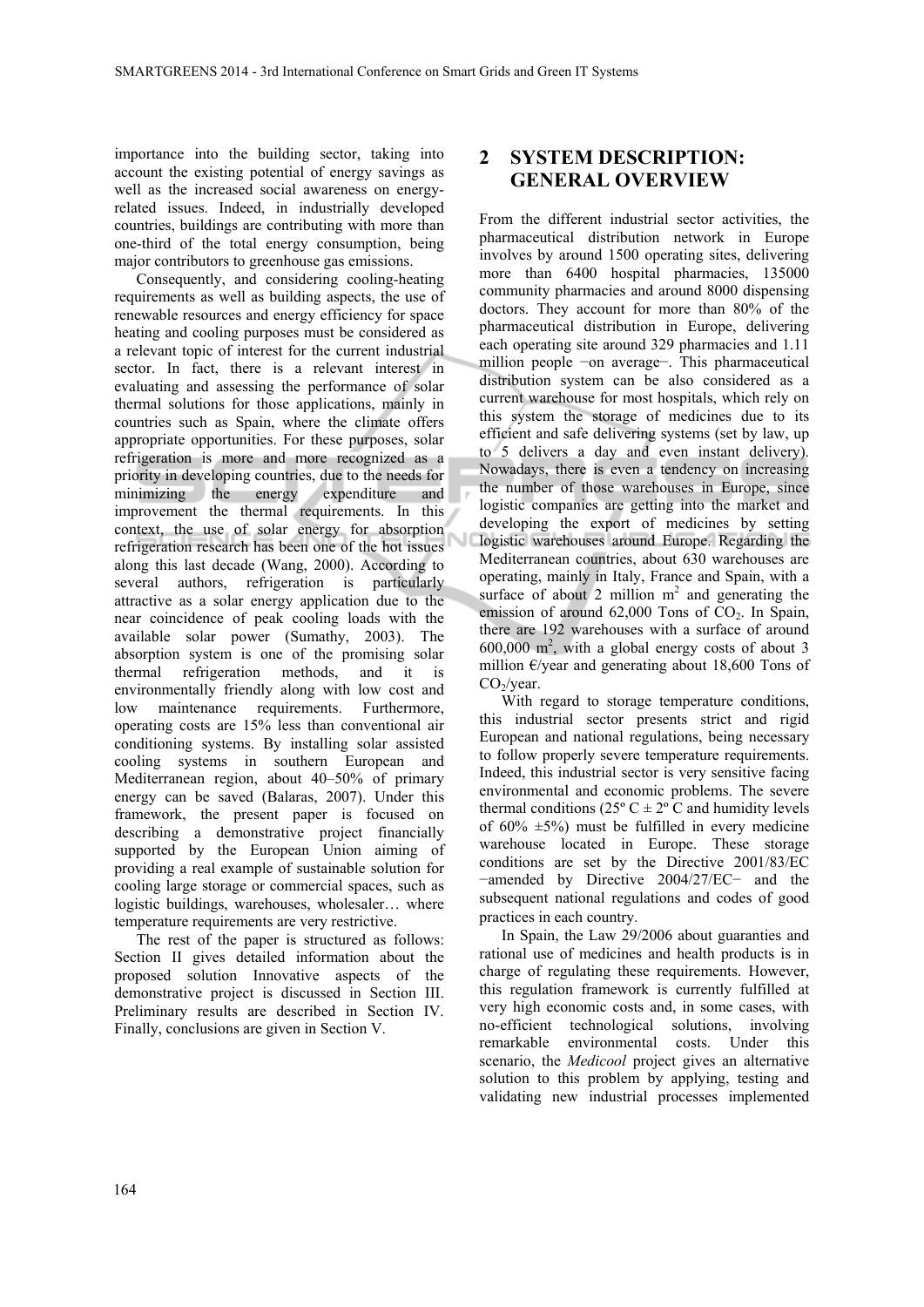importance into the building sector, taking into account the existing potential of energy savings as well as the increased social awareness on energy-related issues. Indeed, in industrially developed countries, buildings are contributing with more than one-third of the total energy consumption, being major contributors to greenhouse gas emissions.

Consequently, and considering cooling-heating requirements as well as building aspects, the use of renewable resources and energy efficiency for space heating and cooling purposes must be considered as a relevant topic of interest for the current industrial sector. In fact, there is a relevant interest in evaluating and assessing the performance of solar thermal solutions for those applications, mainly in countries such as Spain, where the climate offers appropriate opportunities. For these purposes, solar refrigeration is more and more recognized as a priority in developing countries, due to the needs for minimizing the energy expenditure and improvement the thermal requirements. In this context, the use of solar energy for absorption refrigeration research has been one of the hot issues along this last decade (Wang, 2000). According to several authors, refrigeration is particularly attractive as a solar energy application due to the near coincidence of peak cooling loads with the available solar power (Sumathy, 2003). The absorption system is one of the promising solar thermal refrigeration methods, and it is environmentally friendly along with low cost and low maintenance requirements. Furthermore, operating costs are 15% less than conventional air conditioning systems. By installing solar assisted cooling systems in southern European and Mediterranean region, about 40–50% of primary energy can be saved (Balaras, 2007). Under this framework, the present paper is focused on describing a demonstrative project financially supported by the European Union aiming of providing a real example of sustainable solution for cooling large storage or commercial spaces, such as logistic buildings, warehouses, wholesaler… where temperature requirements are very restrictive.

The rest of the paper is structured as follows: Section II gives detailed information about the proposed solution Innovative aspects of the demonstrative project is discussed in Section III. Preliminary results are described in Section IV. Finally, conclusions are given in Section V.

# 2 SYSTEM DESCRIPTION: GENERAL OVERVIEW

From the different industrial sector activities, the pharmaceutical distribution network in Europe involves by around 1500 operating sites, delivering more than 6400 hospital pharmacies, 135000 community pharmacies and around 8000 dispensing doctors. They account for more than 80% of the pharmaceutical distribution in Europe, delivering each operating site around 329 pharmacies and 1.11 million people −on average−. This pharmaceutical distribution system can be also considered as a current warehouse for most hospitals, which rely on this system the storage of medicines due to its efficient and safe delivering systems (set by law, up to 5 delivers a day and even instant delivery). Nowadays, there is even a tendency on increasing the number of those warehouses in Europe, since logistic companies are getting into the market and developing the export of medicines by setting logistic warehouses around Europe. Regarding the Mediterranean countries, about 630 warehouses are operating, mainly in Italy, France and Spain, with a surface of about 2 million $m^2$ and generating the emission of around 62,000 Tons of $CO_2$. In Spain, there are 192 warehouses with a surface of around 600,000 $m^2$, with a global energy costs of about 3 million €/year and generating about 18,600 Tons of $CO_2$/year.

With regard to storage temperature conditions, this industrial sector presents strict and rigid European and national regulations, being necessary to follow properly severe temperature requirements. Indeed, this industrial sector is very sensitive facing environmental and economic problems. The severe thermal conditions (25º C ± 2º C and humidity levels of 60% ±5%) must be fulfilled in every medicine warehouse located in Europe. These storage conditions are set by the Directive 2001/83/EC −amended by Directive 2004/27/EC− and the subsequent national regulations and codes of good practices in each country.

In Spain, the Law 29/2006 about guaranties and rational use of medicines and health products is in charge of regulating these requirements. However, this regulation framework is currently fulfilled at very high economic costs and, in some cases, with no-efficient technological solutions, involving remarkable environmental costs. Under this scenario, the *Medicool* project gives an alternative solution to this problem by applying, testing and validating new industrial processes implemented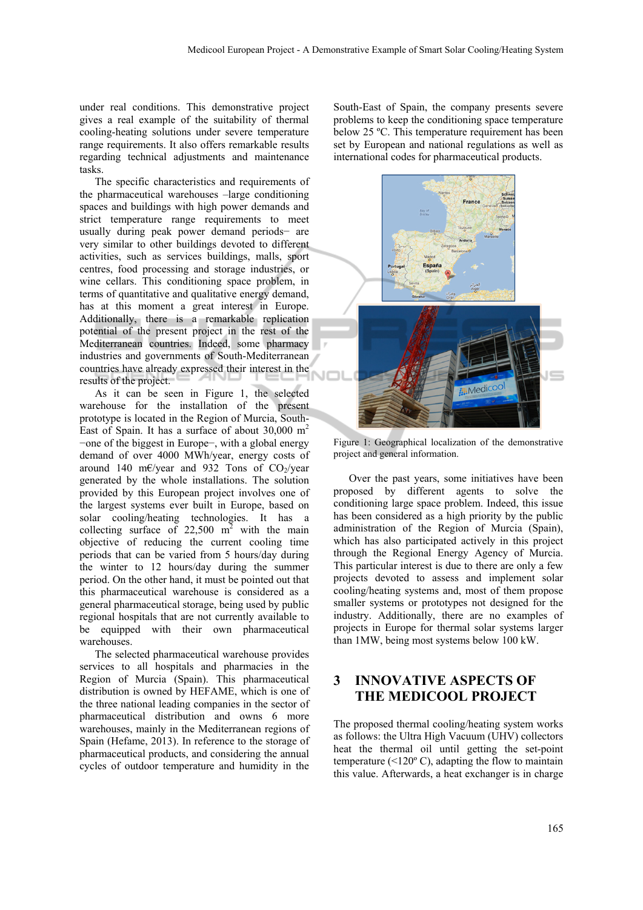under real conditions. This demonstrative project gives a real example of the suitability of thermal cooling-heating solutions under severe temperature range requirements. It also offers remarkable results regarding technical adjustments and maintenance tasks.

The specific characteristics and requirements of the pharmaceutical warehouses –large conditioning spaces and buildings with high power demands and strict temperature range requirements to meet usually during peak power demand periods− are very similar to other buildings devoted to different activities, such as services buildings, malls, sport centres, food processing and storage industries, or wine cellars. This conditioning space problem, in terms of quantitative and qualitative energy demand, has at this moment a great interest in Europe. Additionally, there is a remarkable replication potential of the present project in the rest of the Mediterranean countries. Indeed, some pharmacy industries and governments of South-Mediterranean countries have already expressed their interest in the results of the project.

As it can be seen in Figure 1, the selected warehouse for the installation of the present prototype is located in the Region of Murcia, South-East of Spain. It has a surface of about 30,000 m$^2$ −one of the biggest in Europe−, with a global energy demand of over 4000 MWh/year, energy costs of around 140 m€/year and 932 Tons of $CO_2$/year generated by the whole installations. The solution provided by this European project involves one of the largest systems ever built in Europe, based on solar cooling/heating technologies. It has a collecting surface of 22,500 m$^2$ with the main objective of reducing the current cooling time periods that can be varied from 5 hours/day during the winter to 12 hours/day during the summer period. On the other hand, it must be pointed out that this pharmaceutical warehouse is considered as a general pharmaceutical storage, being used by public regional hospitals that are not currently available to be equipped with their own pharmaceutical warehouses.

The selected pharmaceutical warehouse provides services to all hospitals and pharmacies in the Region of Murcia (Spain). This pharmaceutical distribution is owned by HEFAME, which is one of the three national leading companies in the sector of pharmaceutical distribution and owns 6 more warehouses, mainly in the Mediterranean regions of Spain (Hefame, 2013). In reference to the storage of pharmaceutical products, and considering the annual cycles of outdoor temperature and humidity in the South-East of Spain, the company presents severe problems to keep the conditioning space temperature below 25 ºC. This temperature requirement has been set by European and national regulations as well as international codes for pharmaceutical products.

Figure 1: Geographical localization of the demonstrative project and general information.

Over the past years, some initiatives have been proposed by different agents to solve the conditioning large space problem. Indeed, this issue has been considered as a high priority by the public administration of the Region of Murcia (Spain), which has also participated actively in this project through the Regional Energy Agency of Murcia. This particular interest is due to there are only a few projects devoted to assess and implement solar cooling/heating systems and, most of them propose smaller systems or prototypes not designed for the industry. Additionally, there are no examples of projects in Europe for thermal solar systems larger than 1MW, being most systems below 100 kW.

## 3 INNOVATIVE ASPECTS OF THE MEDICOOL PROJECT

The proposed thermal cooling/heating system works as follows: the Ultra High Vacuum (UHV) collectors heat the thermal oil until getting the set-point temperature (<120º C), adapting the flow to maintain this value. Afterwards, a heat exchanger is in charge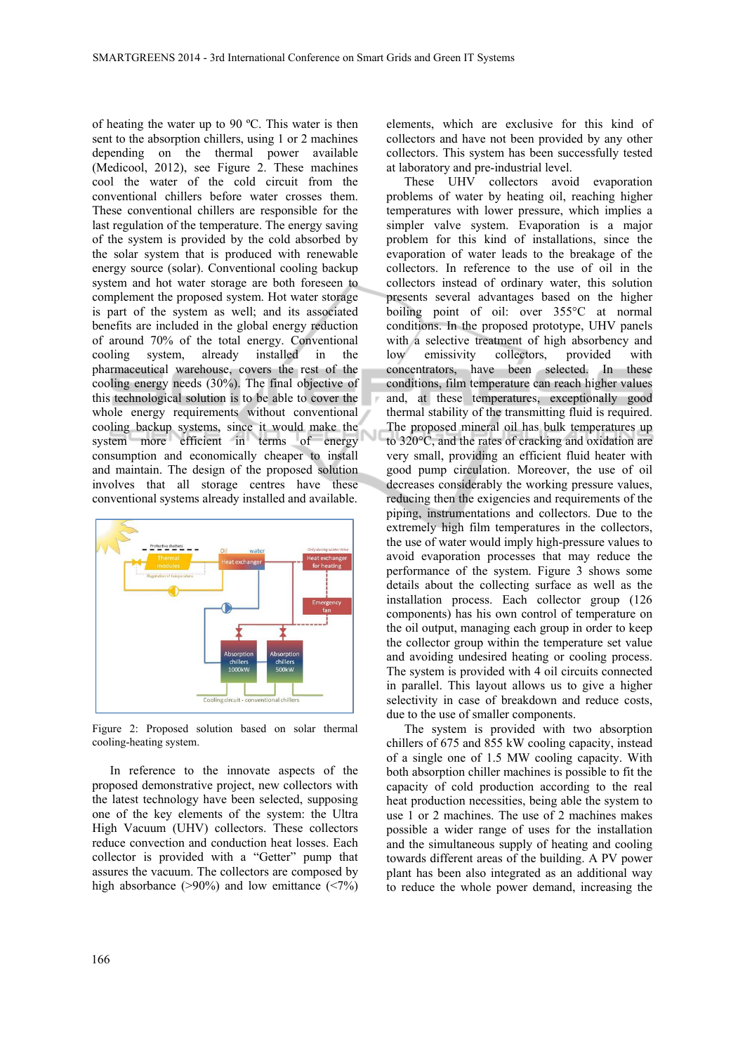of heating the water up to 90 ºC. This water is then sent to the absorption chillers, using 1 or 2 machines depending on the thermal power available (Medicool, 2012), see Figure 2. These machines cool the water of the cold circuit from the conventional chillers before water crosses them. These conventional chillers are responsible for the last regulation of the temperature. The energy saving of the system is provided by the cold absorbed by the solar system that is produced with renewable energy source (solar). Conventional cooling backup system and hot water storage are both foreseen to complement the proposed system. Hot water storage is part of the system as well; and its associated benefits are included in the global energy reduction of around 70% of the total energy. Conventional cooling system, already installed in the pharmaceutical warehouse, covers the rest of the cooling energy needs (30%). The final objective of this technological solution is to be able to cover the whole energy requirements without conventional cooling backup systems, since it would make the system more efficient in terms of energy consumption and economically cheaper to install and maintain. The design of the proposed solution involves that all storage centres have these conventional systems already installed and available.

Figure 2: Proposed solution based on solar thermal cooling-heating system.

In reference to the innovate aspects of the proposed demonstrative project, new collectors with the latest technology have been selected, supposing one of the key elements of the system: the Ultra High Vacuum (UHV) collectors. These collectors reduce convection and conduction heat losses. Each collector is provided with a "Getter" pump that assures the vacuum. The collectors are composed by high absorbance (>90%) and low emittance (<7%) elements, which are exclusive for this kind of collectors and have not been provided by any other collectors. This system has been successfully tested at laboratory and pre-industrial level.

These UHV collectors avoid evaporation problems of water by heating oil, reaching higher temperatures with lower pressure, which implies a simpler valve system. Evaporation is a major problem for this kind of installations, since the evaporation of water leads to the breakage of the collectors. In reference to the use of oil in the collectors instead of ordinary water, this solution presents several advantages based on the higher boiling point of oil: over 355°C at normal conditions. In the proposed prototype, UHV panels with a selective treatment of high absorbency and low emissivity collectors, provided with concentrators, have been selected. In these conditions, film temperature can reach higher values and, at these temperatures, exceptionally good thermal stability of the transmitting fluid is required. The proposed mineral oil has bulk temperatures up to 320°C, and the rates of cracking and oxidation are very small, providing an efficient fluid heater with good pump circulation. Moreover, the use of oil decreases considerably the working pressure values, reducing then the exigencies and requirements of the piping, instrumentations and collectors. Due to the extremely high film temperatures in the collectors, the use of water would imply high-pressure values to avoid evaporation processes that may reduce the performance of the system. Figure 3 shows some details about the collecting surface as well as the installation process. Each collector group (126 components) has his own control of temperature on the oil output, managing each group in order to keep the collector group within the temperature set value and avoiding undesired heating or cooling process. The system is provided with 4 oil circuits connected in parallel. This layout allows us to give a higher selectivity in case of breakdown and reduce costs, due to the use of smaller components.

The system is provided with two absorption chillers of 675 and 855 kW cooling capacity, instead of a single one of 1.5 MW cooling capacity. With both absorption chiller machines is possible to fit the capacity of cold production according to the real heat production necessities, being able the system to use 1 or 2 machines. The use of 2 machines makes possible a wider range of uses for the installation and the simultaneous supply of heating and cooling towards different areas of the building. A PV power plant has been also integrated as an additional way to reduce the whole power demand, increasing the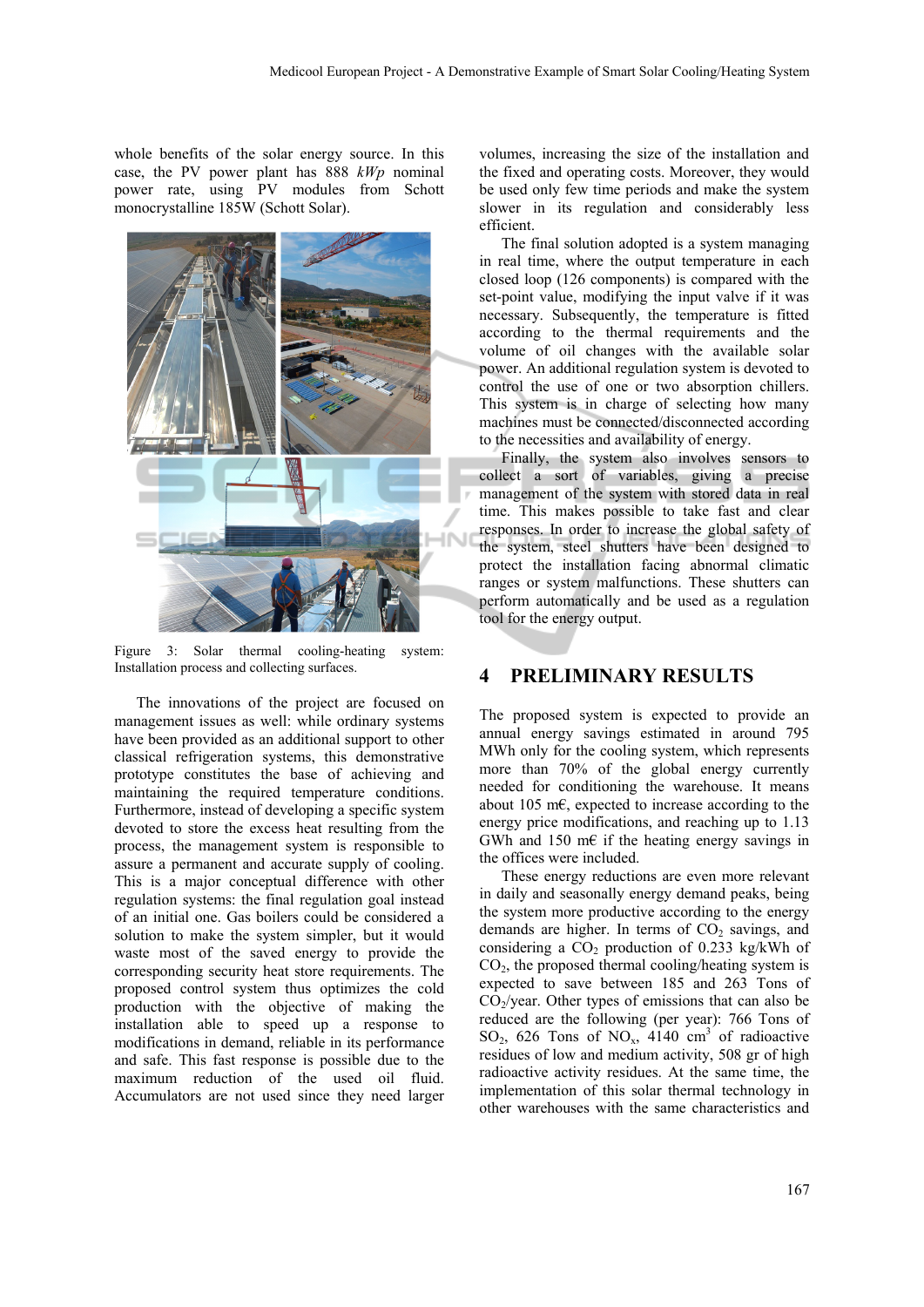whole benefits of the solar energy source. In this case, the PV power plant has 888 *kWp* nominal power rate, using PV modules from Schott monocrystalline 185W (Schott Solar).

Figure 3: Solar thermal cooling-heating system: Installation process and collecting surfaces.

The innovations of the project are focused on management issues as well: while ordinary systems have been provided as an additional support to other classical refrigeration systems, this demonstrative prototype constitutes the base of achieving and maintaining the required temperature conditions. Furthermore, instead of developing a specific system devoted to store the excess heat resulting from the process, the management system is responsible to assure a permanent and accurate supply of cooling. This is a major conceptual difference with other regulation systems: the final regulation goal instead of an initial one. Gas boilers could be considered a solution to make the system simpler, but it would waste most of the saved energy to provide the corresponding security heat store requirements. The proposed control system thus optimizes the cold production with the objective of making the installation able to speed up a response to modifications in demand, reliable in its performance and safe. This fast response is possible due to the maximum reduction of the used oil fluid. Accumulators are not used since they need larger volumes, increasing the size of the installation and the fixed and operating costs. Moreover, they would be used only few time periods and make the system slower in its regulation and considerably less efficient.

The final solution adopted is a system managing in real time, where the output temperature in each closed loop (126 components) is compared with the set-point value, modifying the input valve if it was necessary. Subsequently, the temperature is fitted according to the thermal requirements and the volume of oil changes with the available solar power. An additional regulation system is devoted to control the use of one or two absorption chillers. This system is in charge of selecting how many machines must be connected/disconnected according to the necessities and availability of energy.

Finally, the system also involves sensors to collect a sort of variables, giving a precise management of the system with stored data in real time. This makes possible to take fast and clear responses. In order to increase the global safety of the system, steel shutters have been designed to protect the installation facing abnormal climatic ranges or system malfunctions. These shutters can perform automatically and be used as a regulation tool for the energy output.

## 4 PRELIMINARY RESULTS

The proposed system is expected to provide an annual energy savings estimated in around 795 MWh only for the cooling system, which represents more than 70% of the global energy currently needed for conditioning the warehouse. It means about 105 m€, expected to increase according to the energy price modifications, and reaching up to 1.13 GWh and 150 m€ if the heating energy savings in the offices were included.

These energy reductions are even more relevant in daily and seasonally energy demand peaks, being the system more productive according to the energy demands are higher. In terms of $CO_2$ savings, and considering a $CO_2$ production of 0.233 kg/kWh of $CO_2$, the proposed thermal cooling/heating system is expected to save between 185 and 263 Tons of $CO_2$/year. Other types of emissions that can also be reduced are the following (per year): 766 Tons of $SO_2$, 626 Tons of $NO_x$, 4140 $cm^3$ of radioactive residues of low and medium activity, 508 gr of high radioactive activity residues. At the same time, the implementation of this solar thermal technology in other warehouses with the same characteristics and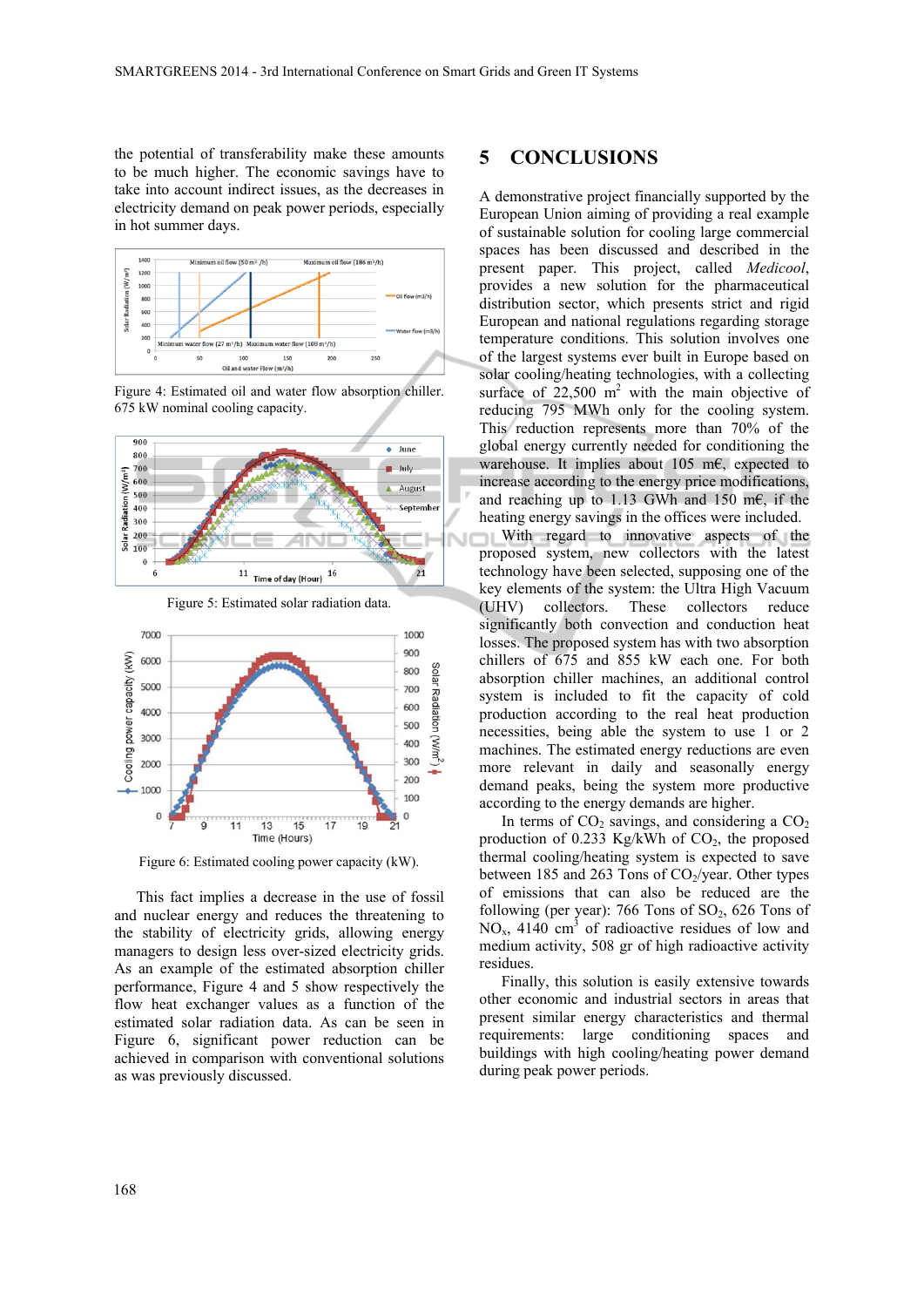the potential of transferability make these amounts to be much higher. The economic savings have to take into account indirect issues, as the decreases in electricity demand on peak power periods, especially in hot summer days.

Figure 4: Estimated oil and water flow absorption chiller. 675 kW nominal cooling capacity.

Figure 5: Estimated solar radiation data.

Figure 6: Estimated cooling power capacity (kW).

This fact implies a decrease in the use of fossil and nuclear energy and reduces the threatening to the stability of electricity grids, allowing energy managers to design less over-sized electricity grids. As an example of the estimated absorption chiller performance, Figure 4 and 5 show respectively the flow heat exchanger values as a function of the estimated solar radiation data. As can be seen in Figure 6, significant power reduction can be achieved in comparison with conventional solutions as was previously discussed.

# 5 CONCLUSIONS

A demonstrative project financially supported by the European Union aiming of providing a real example of sustainable solution for cooling large commercial spaces has been discussed and described in the present paper. This project, called *Medicool*, provides a new solution for the pharmaceutical distribution sector, which presents strict and rigid European and national regulations regarding storage temperature conditions. This solution involves one of the largest systems ever built in Europe based on solar cooling/heating technologies, with a collecting surface of 22,500 $m^2$ with the main objective of reducing 795 MWh only for the cooling system. This reduction represents more than 70% of the global energy currently needed for conditioning the warehouse. It implies about 105 m€, expected to increase according to the energy price modifications, and reaching up to 1.13 GWh and 150 m€, if the heating energy savings in the offices were included.

With regard to innovative aspects of the proposed system, new collectors with the latest technology have been selected, supposing one of the key elements of the system: the Ultra High Vacuum (UHV) collectors. These collectors reduce significantly both convection and conduction heat losses. The proposed system has with two absorption chillers of 675 and 855 kW each one. For both absorption chiller machines, an additional control system is included to fit the capacity of cold production according to the real heat production necessities, being able the system to use 1 or 2 machines. The estimated energy reductions are even more relevant in daily and seasonally energy demand peaks, being the system more productive according to the energy demands are higher.

In terms of $CO_2$ savings, and considering a $CO_2$ production of 0.233 Kg/kWh of $CO_2$, the proposed thermal cooling/heating system is expected to save between 185 and 263 Tons of $CO_2$/year. Other types of emissions that can also be reduced are the following (per year): 766 Tons of $SO_2$, 626 Tons of $NO_x$, 4140 $cm^3$ of radioactive residues of low and medium activity, 508 gr of high radioactive activity residues.

Finally, this solution is easily extensive towards other economic and industrial sectors in areas that present similar energy characteristics and thermal requirements: large conditioning spaces and buildings with high cooling/heating power demand during peak power periods.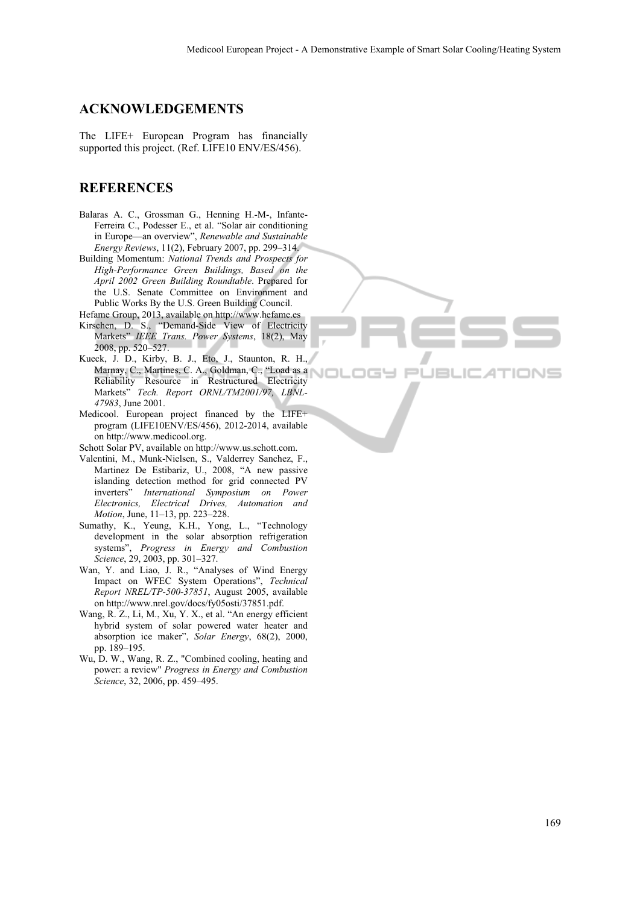## ACKNOWLEDGEMENTS

The LIFE+ European Program has financially supported this project. (Ref. LIFE10 ENV/ES/456).

## REFERENCES

Balaras A. C., Grossman G., Henning H.-M-, Infante-Ferreira C., Podesser E., et al. "Solar air conditioning in Europe—an overview", *Renewable and Sustainable Energy Reviews*, 11(2), February 2007, pp. 299–314.

Building Momentum: *National Trends and Prospects for High-Performance Green Buildings, Based on the April 2002 Green Building Roundtable*. Prepared for the U.S. Senate Committee on Environment and Public Works By the U.S. Green Building Council.

Hefame Group, 2013, available on http://www.hefame.es

Kirschen, D. S., "Demand-Side View of Electricity Markets" *IEEE Trans. Power Systems*, 18(2), May 2008, pp. 520–527.

Kueck, J. D., Kirby, B. J., Eto, J., Staunton, R. H., Marnay, C., Martines, C. A., Goldman, C., "Load as a Reliability Resource in Restructured Electricity Markets" *Tech. Report ORNL/TM2001/97, LBNL-47983*, June 2001.

Medicool. European project financed by the LIFE+ program (LIFE10ENV/ES/456), 2012-2014, available on http://www.medicool.org.

Schott Solar PV, available on http://www.us.schott.com.

Valentini, M., Munk-Nielsen, S., Valderrey Sanchez, F., Martinez De Estibariz, U., 2008, "A new passive islanding detection method for grid connected PV inverters" *International Symposium on Power Electronics, Electrical Drives, Automation and Motion*, June, 11–13, pp. 223–228.

Sumathy, K., Yeung, K.H., Yong, L., "Technology development in the solar absorption refrigeration systems", *Progress in Energy and Combustion Science*, 29, 2003, pp. 301–327.

Wan, Y. and Liao, J. R., "Analyses of Wind Energy Impact on WFEC System Operations", *Technical Report NREL/TP-500-37851*, August 2005, available on http://www.nrel.gov/docs/fy05osti/37851.pdf.

Wang, R. Z., Li, M., Xu, Y. X., et al. "An energy efficient hybrid system of solar powered water heater and absorption ice maker", *Solar Energy*, 68(2), 2000, pp. 189–195.

Wu, D. W., Wang, R. Z., "Combined cooling, heating and power: a review" *Progress in Energy and Combustion Science*, 32, 2006, pp. 459–495.